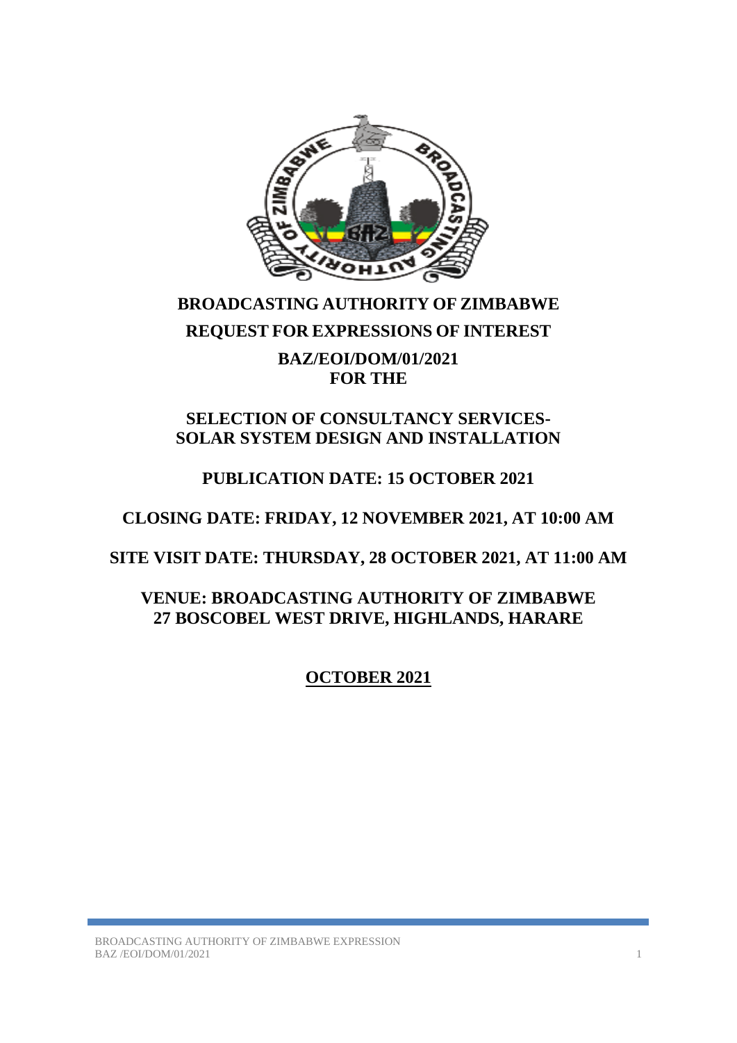# BROADCASTING AUTHORITY OF ZIMBABWE

## REQUEST FOR EXPRESSIONS OF INTEREST

**BAZ/EOI/DOM/01/2021**
**FOR THE**

## SELECTION OF CONSULTANCY SERVICES- SOLAR SYSTEM DESIGN AND INSTALLATION

**PUBLICATION DATE: 15 OCTOBER 2021**

**CLOSING DATE: FRIDAY, 12 NOVEMBER 2021, AT 10:00 AM**

**SITE VISIT DATE: THURSDAY, 28 OCTOBER 2021, AT 11:00 AM**

**VENUE: BROADCASTING AUTHORITY OF ZIMBABWE**
**27 BOSCOBEL WEST DRIVE, HIGHLANDS, HARARE**

**OCTOBER 2021**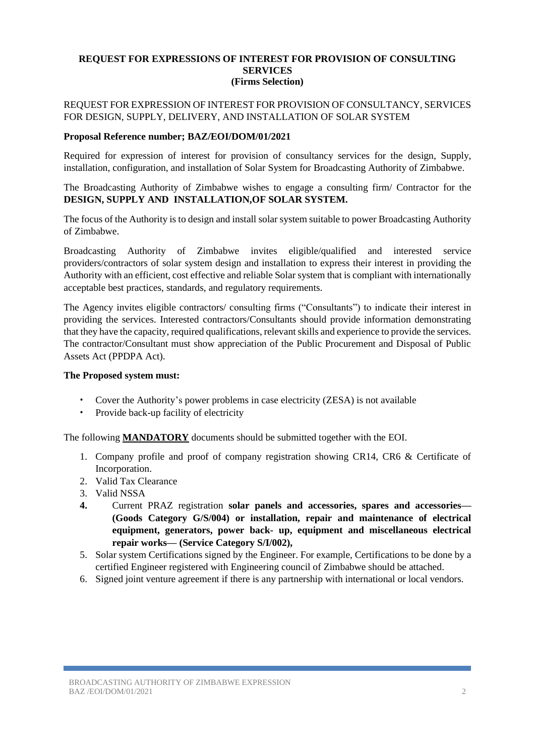**REQUEST FOR EXPRESSIONS OF INTEREST FOR PROVISION OF CONSULTING SERVICES**
**(Firms Selection)**

REQUEST FOR EXPRESSION OF INTEREST FOR PROVISION OF CONSULTANCY, SERVICES FOR DESIGN, SUPPLY, DELIVERY, AND INSTALLATION OF SOLAR SYSTEM

**Proposal Reference number; BAZ/EOI/DOM/01/2021**

Required for expression of interest for provision of consultancy services for the design, Supply, installation, configuration, and installation of Solar System for Broadcasting Authority of Zimbabwe.

The Broadcasting Authority of Zimbabwe wishes to engage a consulting firm/ Contractor for the **DESIGN, SUPPLY AND INSTALLATION,OF SOLAR SYSTEM.**

The focus of the Authority is to design and install solar system suitable to power Broadcasting Authority of Zimbabwe.

Broadcasting Authority of Zimbabwe invites eligible/qualified and interested service providers/contractors of solar system design and installation to express their interest in providing the Authority with an efficient, cost effective and reliable Solar system that is compliant with internationally acceptable best practices, standards, and regulatory requirements.

The Agency invites eligible contractors/ consulting firms ("Consultants") to indicate their interest in providing the services. Interested contractors/Consultants should provide information demonstrating that they have the capacity, required qualifications, relevant skills and experience to provide the services. The contractor/Consultant must show appreciation of the Public Procurement and Disposal of Public Assets Act (PPDPA Act).

**The Proposed system must:**

- Cover the Authority's power problems in case electricity (ZESA) is not available
- Provide back-up facility of electricity

The following **MANDATORY** documents should be submitted together with the EOI.

1. Company profile and proof of company registration showing CR14, CR6 & Certificate of Incorporation.
2. Valid Tax Clearance
3. Valid NSSA
4. Current PRAZ registration **solar panels and accessories, spares and accessories— (Goods Category G/S/004) or installation, repair and maintenance of electrical equipment, generators, power back- up, equipment and miscellaneous electrical repair works— (Service Category S/I/002),**
5. Solar system Certifications signed by the Engineer. For example, Certifications to be done by a certified Engineer registered with Engineering council of Zimbabwe should be attached.
6. Signed joint venture agreement if there is any partnership with international or local vendors.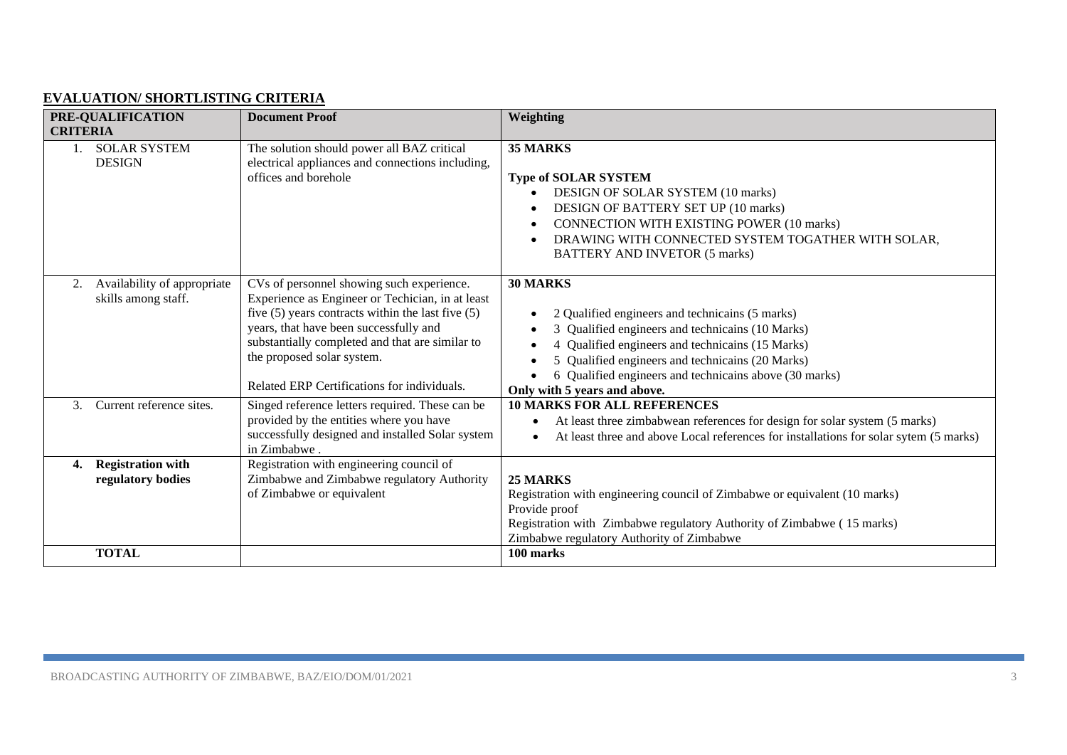## EVALUATION/ SHORTLISTING CRITERIA

| PRE-QUALIFICATION CRITERIA | Document Proof | Weighting |
|---|---|---|
| 1. SOLAR SYSTEM DESIGN | The solution should power all BAZ critical electrical appliances and connections including, offices and borehole | **35 MARKS**<br><br>**Type of SOLAR SYSTEM**<br>• DESIGN OF SOLAR SYSTEM (10 marks)<br>• DESIGN OF BATTERY SET UP (10 marks)<br>• CONNECTION WITH EXISTING POWER (10 marks)<br>• DRAWING WITH CONNECTED SYSTEM TOGATHER WITH SOLAR, BATTERY AND INVETOR (5 marks) |
| 2. Availability of appropriate skills among staff. | CVs of personnel showing such experience. Experience as Engineer or Techician, in at least five (5) years contracts within the last five (5) years, that have been successfully and substantially completed and that are similar to the proposed solar system.<br><br>Related ERP Certifications for individuals. | **30 MARKS**<br><br>• 2 Qualified engineers and technicains (5 marks)<br>• 3 Qualified engineers and technicains (10 Marks)<br>• 4 Qualified engineers and technicains (15 Marks)<br>• 5 Qualified engineers and technicains (20 Marks)<br>• 6 Qualified engineers and technicains above (30 marks)<br>**Only with 5 years and above.** |
| 3. Current reference sites. | Singed reference letters required. These can be provided by the entities where you have successfully designed and installed Solar system in Zimbabwe . | **10 MARKS FOR ALL REFERENCES**<br>• At least three zimbabwean references for design for solar system (5 marks)<br>• At least three and above Local references for installations for solar sytem (5 marks) |
| **4. Registration with regulatory bodies** | Registration with engineering council of Zimbabwe and Zimbabwe regulatory Authority of Zimbabwe or equivalent | **25 MARKS**<br>Registration with engineering council of Zimbabwe or equivalent (10 marks)<br>Provide proof<br>Registration with Zimbabwe regulatory Authority of Zimbabwe ( 15 marks)<br>Zimbabwe regulatory Authority of Zimbabwe |
| **TOTAL** | | **100 marks** |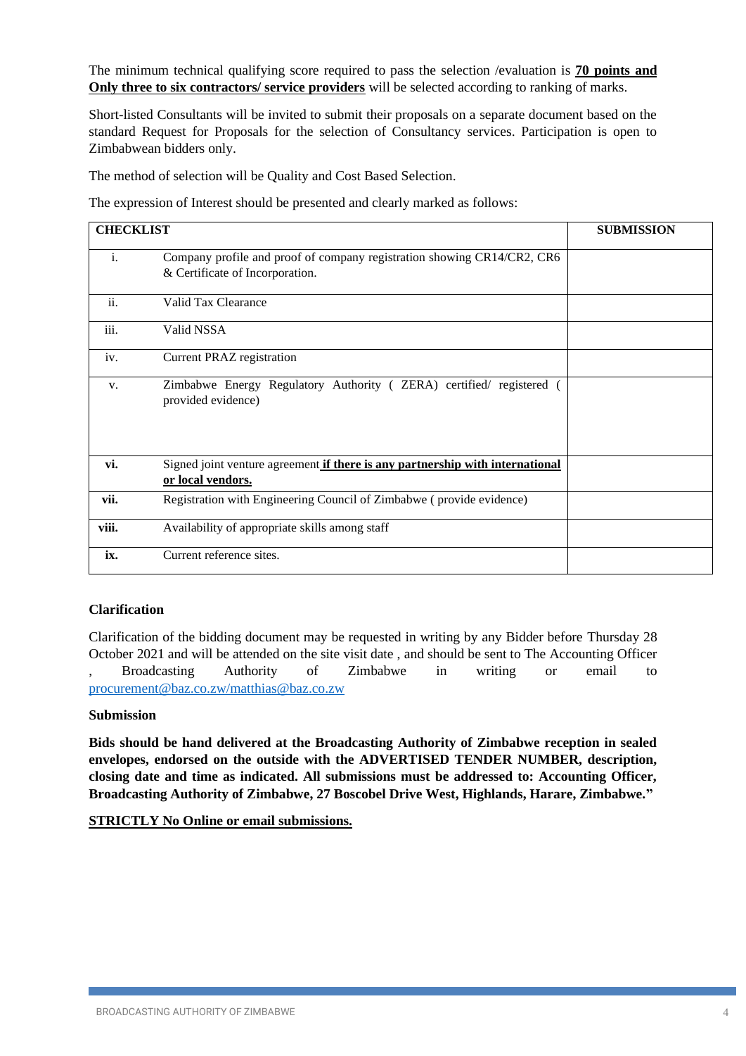The minimum technical qualifying score required to pass the selection /evaluation is **70 points and Only three to six contractors/ service providers** will be selected according to ranking of marks.

Short-listed Consultants will be invited to submit their proposals on a separate document based on the standard Request for Proposals for the selection of Consultancy services. Participation is open to Zimbabwean bidders only.

The method of selection will be Quality and Cost Based Selection.

The expression of Interest should be presented and clearly marked as follows:

| CHECKLIST | | SUBMISSION |
|---|---|---|
| i. | Company profile and proof of company registration showing CR14/CR2, CR6 & Certificate of Incorporation. | |
| ii. | Valid Tax Clearance | |
| iii. | Valid NSSA | |
| iv. | Current PRAZ registration | |
| v. | Zimbabwe Energy Regulatory Authority ( ZERA) certified/ registered ( provided evidence) | |
| **vi.** | Signed joint venture agreement **if there is any partnership with international or local vendors.** | |
| **vii.** | Registration with Engineering Council of Zimbabwe ( provide evidence) | |
| **viii.** | Availability of appropriate skills among staff | |
| **ix.** | Current reference sites. | |

**Clarification**

Clarification of the bidding document may be requested in writing by any Bidder before Thursday 28 October 2021 and will be attended on the site visit date , and should be sent to The Accounting Officer , Broadcasting Authority of Zimbabwe in writing or email to procurement@baz.co.zw/matthias@baz.co.zw

**Submission**

**Bids should be hand delivered at the Broadcasting Authority of Zimbabwe reception in sealed envelopes, endorsed on the outside with the ADVERTISED TENDER NUMBER, description, closing date and time as indicated. All submissions must be addressed to: Accounting Officer, Broadcasting Authority of Zimbabwe, 27 Boscobel Drive West, Highlands, Harare, Zimbabwe."**

**STRICTLY No Online or email submissions.**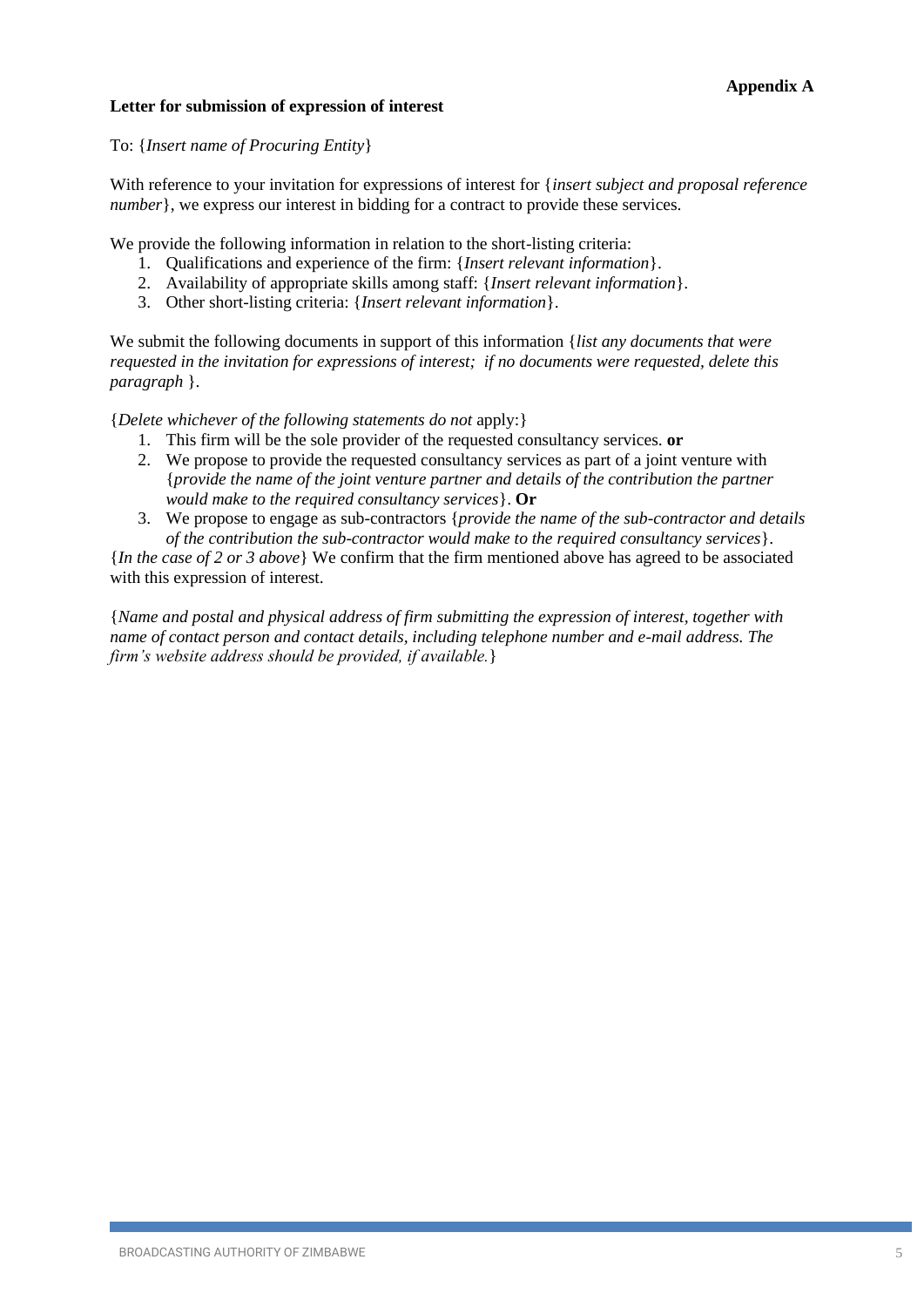**Appendix A**

**Letter for submission of expression of interest**

To: {*Insert name of Procuring Entity*}

With reference to your invitation for expressions of interest for {*insert subject and proposal reference number*}, we express our interest in bidding for a contract to provide these services.

We provide the following information in relation to the short-listing criteria:

1. Qualifications and experience of the firm: {*Insert relevant information*}.
2. Availability of appropriate skills among staff: {*Insert relevant information*}.
3. Other short-listing criteria: {*Insert relevant information*}.

We submit the following documents in support of this information {*list any documents that were requested in the invitation for expressions of interest; if no documents were requested, delete this paragraph* }.

{*Delete whichever of the following statements do not* apply:}

1. This firm will be the sole provider of the requested consultancy services. **or**
2. We propose to provide the requested consultancy services as part of a joint venture with {*provide the name of the joint venture partner and details of the contribution the partner would make to the required consultancy services*}. **Or**
3. We propose to engage as sub-contractors {*provide the name of the sub-contractor and details of the contribution the sub-contractor would make to the required consultancy services*}.

{*In the case of 2 or 3 above*} We confirm that the firm mentioned above has agreed to be associated with this expression of interest.

{*Name and postal and physical address of firm submitting the expression of interest, together with name of contact person and contact details, including telephone number and e-mail address. The firm's website address should be provided, if available.*}